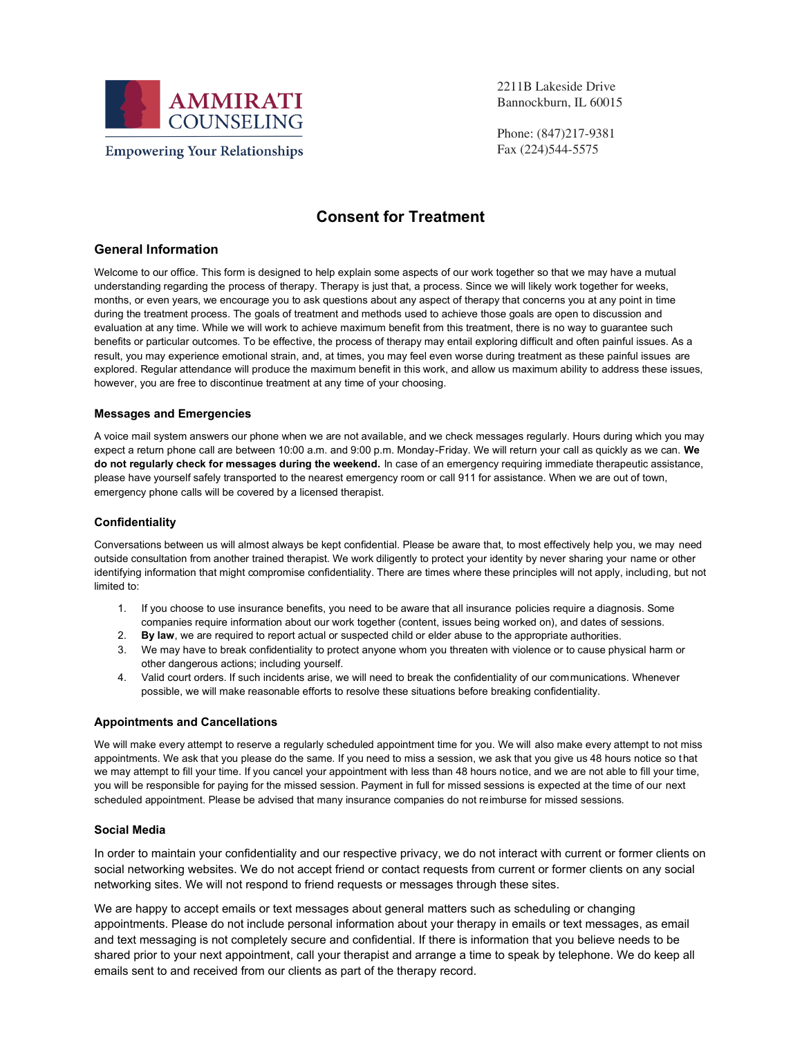AMMIRATI COUNSELING

Empowering Your Relationships

2211B Lakeside Drive
Bannockburn, IL 60015

Phone: (847)217-9381
Fax (224)544-5575

# Consent for Treatment

## General Information

Welcome to our office. This form is designed to help explain some aspects of our work together so that we may have a mutual understanding regarding the process of therapy. Therapy is just that, a process. Since we will likely work together for weeks, months, or even years, we encourage you to ask questions about any aspect of therapy that concerns you at any point in time during the treatment process. The goals of treatment and methods used to achieve those goals are open to discussion and evaluation at any time. While we will work to achieve maximum benefit from this treatment, there is no way to guarantee such benefits or particular outcomes. To be effective, the process of therapy may entail exploring difficult and often painful issues. As a result, you may experience emotional strain, and, at times, you may feel even worse during treatment as these painful issues are explored. Regular attendance will produce the maximum benefit in this work, and allow us maximum ability to address these issues, however, you are free to discontinue treatment at any time of your choosing.

### Messages and Emergencies

A voice mail system answers our phone when we are not available, and we check messages regularly. Hours during which you may expect a return phone call are between 10:00 a.m. and 9:00 p.m. Monday-Friday. We will return your call as quickly as we can. **We do not regularly check for messages during the weekend.** In case of an emergency requiring immediate therapeutic assistance, please have yourself safely transported to the nearest emergency room or call 911 for assistance. When we are out of town, emergency phone calls will be covered by a licensed therapist.

### Confidentiality

Conversations between us will almost always be kept confidential. Please be aware that, to most effectively help you, we may need outside consultation from another trained therapist. We work diligently to protect your identity by never sharing your name or other identifying information that might compromise confidentiality. There are times where these principles will not apply, including, but not limited to:

1. If you choose to use insurance benefits, you need to be aware that all insurance policies require a diagnosis. Some companies require information about our work together (content, issues being worked on), and dates of sessions.
2. **By law**, we are required to report actual or suspected child or elder abuse to the appropriate authorities.
3. We may have to break confidentiality to protect anyone whom you threaten with violence or to cause physical harm or other dangerous actions; including yourself.
4. Valid court orders. If such incidents arise, we will need to break the confidentiality of our communications. Whenever possible, we will make reasonable efforts to resolve these situations before breaking confidentiality.

### Appointments and Cancellations

We will make every attempt to reserve a regularly scheduled appointment time for you. We will also make every attempt to not miss appointments. We ask that you please do the same. If you need to miss a session, we ask that you give us 48 hours notice so that we may attempt to fill your time. If you cancel your appointment with less than 48 hours notice, and we are not able to fill your time, you will be responsible for paying for the missed session. Payment in full for missed sessions is expected at the time of our next scheduled appointment. Please be advised that many insurance companies do not reimburse for missed sessions.

### Social Media

In order to maintain your confidentiality and our respective privacy, we do not interact with current or former clients on social networking websites. We do not accept friend or contact requests from current or former clients on any social networking sites. We will not respond to friend requests or messages through these sites.

We are happy to accept emails or text messages about general matters such as scheduling or changing appointments. Please do not include personal information about your therapy in emails or text messages, as email and text messaging is not completely secure and confidential. If there is information that you believe needs to be shared prior to your next appointment, call your therapist and arrange a time to speak by telephone. We do keep all emails sent to and received from our clients as part of the therapy record.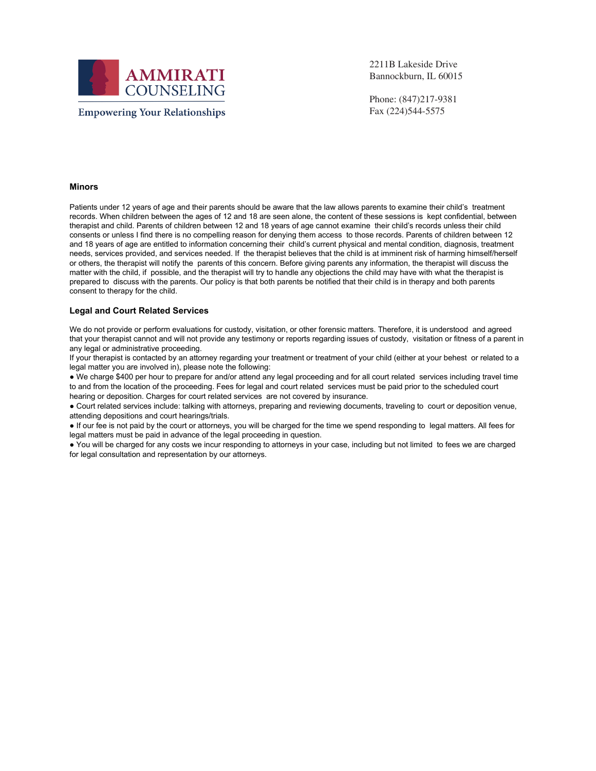AMMIRATI COUNSELING

Empowering Your Relationships

2211B Lakeside Drive
Bannockburn, IL 60015

Phone: (847)217-9381
Fax (224)544-5575

## Minors

Patients under 12 years of age and their parents should be aware that the law allows parents to examine their child's treatment records. When children between the ages of 12 and 18 are seen alone, the content of these sessions is kept confidential, between therapist and child. Parents of children between 12 and 18 years of age cannot examine their child's records unless their child consents or unless I find there is no compelling reason for denying them access to those records. Parents of children between 12 and 18 years of age are entitled to information concerning their child's current physical and mental condition, diagnosis, treatment needs, services provided, and services needed. If the therapist believes that the child is at imminent risk of harming himself/herself or others, the therapist will notify the parents of this concern. Before giving parents any information, the therapist will discuss the matter with the child, if possible, and the therapist will try to handle any objections the child may have with what the therapist is prepared to discuss with the parents. Our policy is that both parents be notified that their child is in therapy and both parents consent to therapy for the child.

## Legal and Court Related Services

We do not provide or perform evaluations for custody, visitation, or other forensic matters. Therefore, it is understood and agreed that your therapist cannot and will not provide any testimony or reports regarding issues of custody, visitation or fitness of a parent in any legal or administrative proceeding.

If your therapist is contacted by an attorney regarding your treatment or treatment of your child (either at your behest or related to a legal matter you are involved in), please note the following:

- We charge $400 per hour to prepare for and/or attend any legal proceeding and for all court related services including travel time to and from the location of the proceeding. Fees for legal and court related services must be paid prior to the scheduled court hearing or deposition. Charges for court related services are not covered by insurance.
- Court related services include: talking with attorneys, preparing and reviewing documents, traveling to court or deposition venue, attending depositions and court hearings/trials.
- If our fee is not paid by the court or attorneys, you will be charged for the time we spend responding to legal matters. All fees for legal matters must be paid in advance of the legal proceeding in question.
- You will be charged for any costs we incur responding to attorneys in your case, including but not limited to fees we are charged for legal consultation and representation by our attorneys.